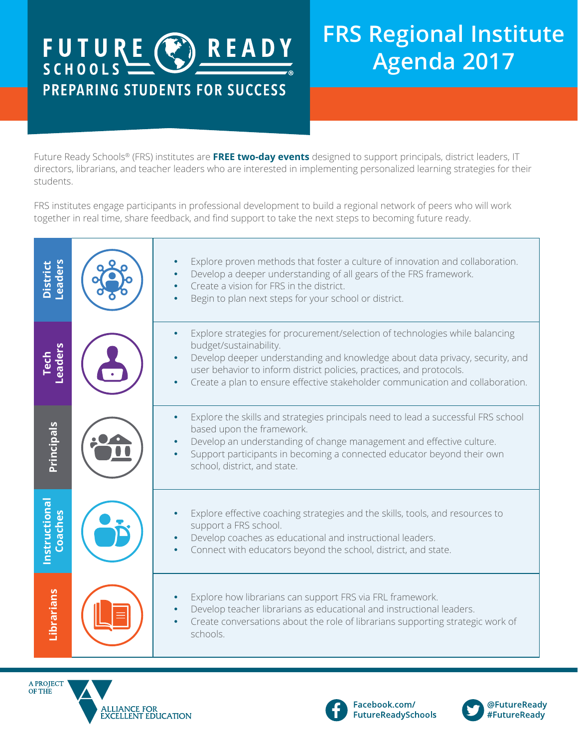# FUTURE READY SCHOOLS

**PREPARING STUDENTS FOR SUCCESS**

# FRS Regional Institute Agenda 2017

Future Ready Schools® (FRS) institutes are **FREE two-day events** designed to support principals, district leaders, IT directors, librarians, and teacher leaders who are interested in implementing personalized learning strategies for their students.

FRS institutes engage participants in professional development to build a regional network of peers who will work together in real time, share feedback, and find support to take the next steps to becoming future ready.

| Audience | Goals |
| --- | --- |
| District Leaders | • Explore proven methods that foster a culture of innovation and collaboration.<br>• Develop a deeper understanding of all gears of the FRS framework.<br>• Create a vision for FRS in the district.<br>• Begin to plan next steps for your school or district. |
| Tech Leaders | • Explore strategies for procurement/selection of technologies while balancing budget/sustainability.<br>• Develop deeper understanding and knowledge about data privacy, security, and user behavior to inform district policies, practices, and protocols.<br>• Create a plan to ensure effective stakeholder communication and collaboration. |
| Principals | • Explore the skills and strategies principals need to lead a successful FRS school based upon the framework.<br>• Develop an understanding of change management and effective culture.<br>• Support participants in becoming a connected educator beyond their own school, district, and state. |
| Instructional Coaches | • Explore effective coaching strategies and the skills, tools, and resources to support a FRS school.<br>• Develop coaches as educational and instructional leaders.<br>• Connect with educators beyond the school, district, and state. |
| Librarians | • Explore how librarians can support FRS via FRL framework.<br>• Develop teacher librarians as educational and instructional leaders.<br>• Create conversations about the role of librarians supporting strategic work of schools. |

A PROJECT OF THE ALLIANCE FOR EXCELLENT EDUCATION

Facebook.com/FutureReadySchools

@FutureReady #FutureReady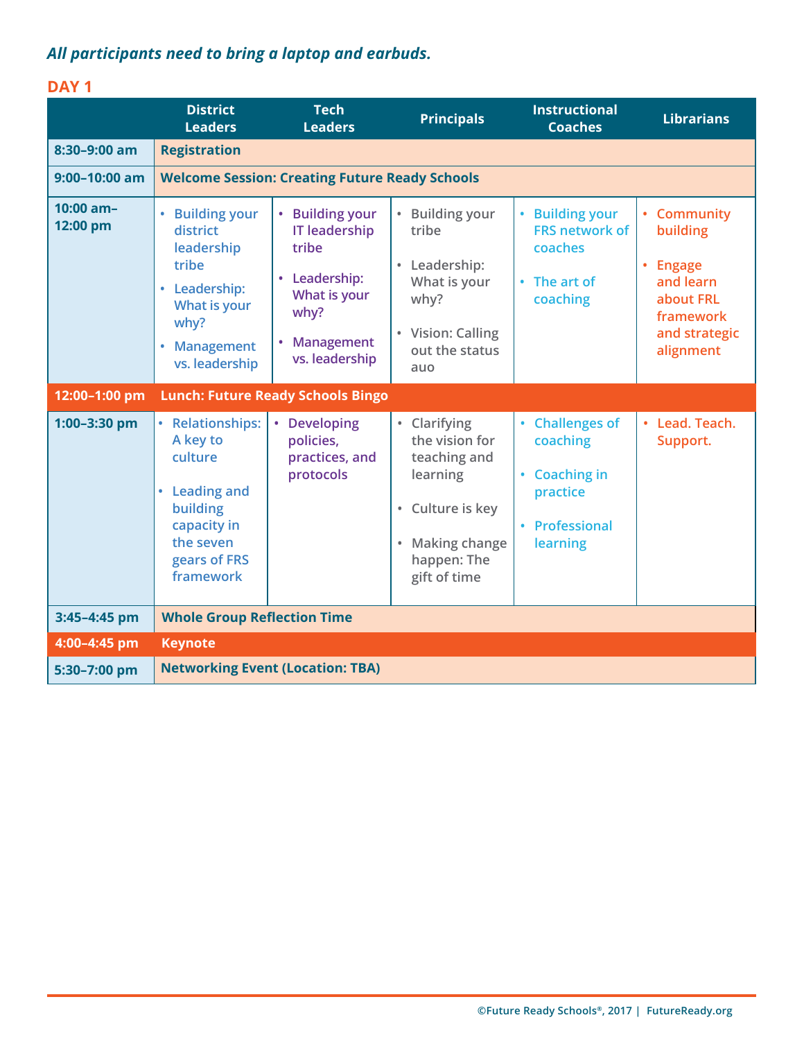***All participants need to bring a laptop and earbuds.***

## DAY 1

| | District Leaders | Tech Leaders | Principals | Instructional Coaches | Librarians |
|---|---|---|---|---|---|
| **8:30–9:00 am** | **Registration** | | | | |
| **9:00–10:00 am** | **Welcome Session: Creating Future Ready Schools** | | | | |
| **10:00 am–12:00 pm** | • Building your district leadership tribe<br>• Leadership: What is your why?<br>• Management vs. leadership | • Building your IT leadership tribe<br>• Leadership: What is your why?<br>• Management vs. leadership | • Building your tribe<br>• Leadership: What is your why?<br>• Vision: Calling out the status auo | • Building your FRS network of coaches<br>• The art of coaching | • Community building<br>• Engage and learn about FRL framework and strategic alignment |
| **12:00–1:00 pm** | **Lunch: Future Ready Schools Bingo** | | | | |
| **1:00–3:30 pm** | • Relationships: A key to culture<br>• Leading and building capacity in the seven gears of FRS framework | • Developing policies, practices, and protocols | • Clarifying the vision for teaching and learning<br>• Culture is key<br>• Making change happen: The gift of time | • Challenges of coaching<br>• Coaching in practice<br>• Professional learning | • Lead. Teach. Support. |
| **3:45–4:45 pm** | **Whole Group Reflection Time** | | | | |
| **4:00–4:45 pm** | **Keynote** | | | | |
| **5:30–7:00 pm** | **Networking Event (Location: TBA)** | | | | |

©Future Ready Schools®, 2017 | FutureReady.org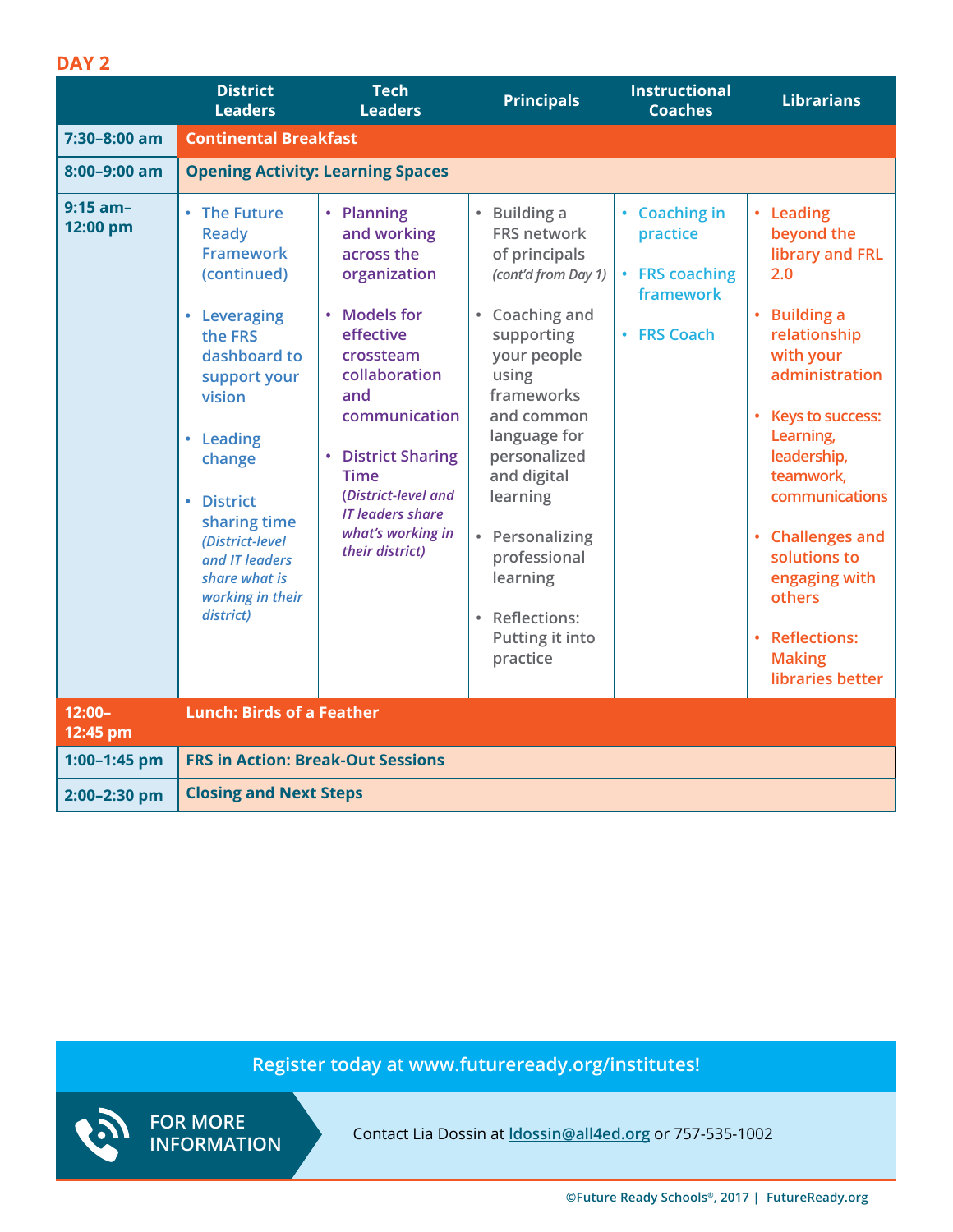## DAY 2

| | District Leaders | Tech Leaders | Principals | Instructional Coaches | Librarians |
|---|---|---|---|---|---|
| 7:30–8:00 am | **Continental Breakfast** | | | | |
| 8:00–9:00 am | **Opening Activity: Learning Spaces** | | | | |
| 9:15 am–12:00 pm | • The Future Ready Framework (continued)<br>• Leveraging the FRS dashboard to support your vision<br>• Leading change<br>• District sharing time *(District-level and IT leaders share what is working in their district)* | • Planning and working across the organization<br>• Models for effective crossteam collaboration and communication<br>• District Sharing Time (*District-level and IT leaders share what's working in their district)* | • Building a FRS network of principals *(cont'd from Day 1)*<br>• Coaching and supporting your people using frameworks and common language for personalized and digital learning<br>• Personalizing professional learning<br>• Reflections: Putting it into practice | • Coaching in practice<br>• FRS coaching framework<br>• FRS Coach | • Leading beyond the library and FRL 2.0<br>• Building a relationship with your administration<br>• Keys to success: Learning, leadership, teamwork, communications<br>• Challenges and solutions to engaging with others<br>• Reflections: Making libraries better |
| 12:00–12:45 pm | **Lunch: Birds of a Feather** | | | | |
| 1:00–1:45 pm | **FRS in Action: Break-Out Sessions** | | | | |
| 2:00–2:30 pm | **Closing and Next Steps** | | | | |

Register today at [www.futureready.org/institutes](http://www.futureready.org/institutes)!

FOR MORE INFORMATION

Contact Lia Dossin at [ldossin@all4ed.org](mailto:ldossin@all4ed.org) or 757-535-1002

©Future Ready Schools®, 2017 | FutureReady.org